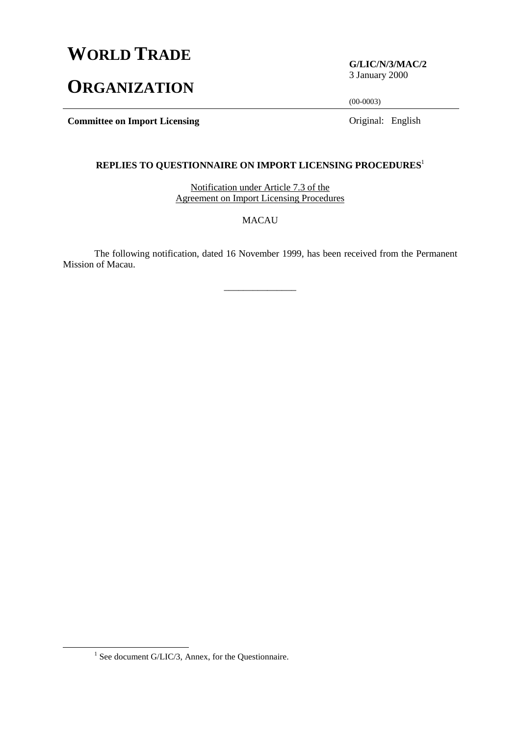# WORLD TRADE ORGANIZATION

**G/LIC/N/3/MAC/2**
3 January 2000

(00-0003)

**Committee on Import Licensing**

Original: English

## REPLIES TO QUESTIONNAIRE ON IMPORT LICENSING PROCEDURES[1]

Notification under Article 7.3 of the Agreement on Import Licensing Procedures

MACAU

The following notification, dated 16 November 1999, has been received from the Permanent Mission of Macau.

_______________

[1] See document G/LIC/3, Annex, for the Questionnaire.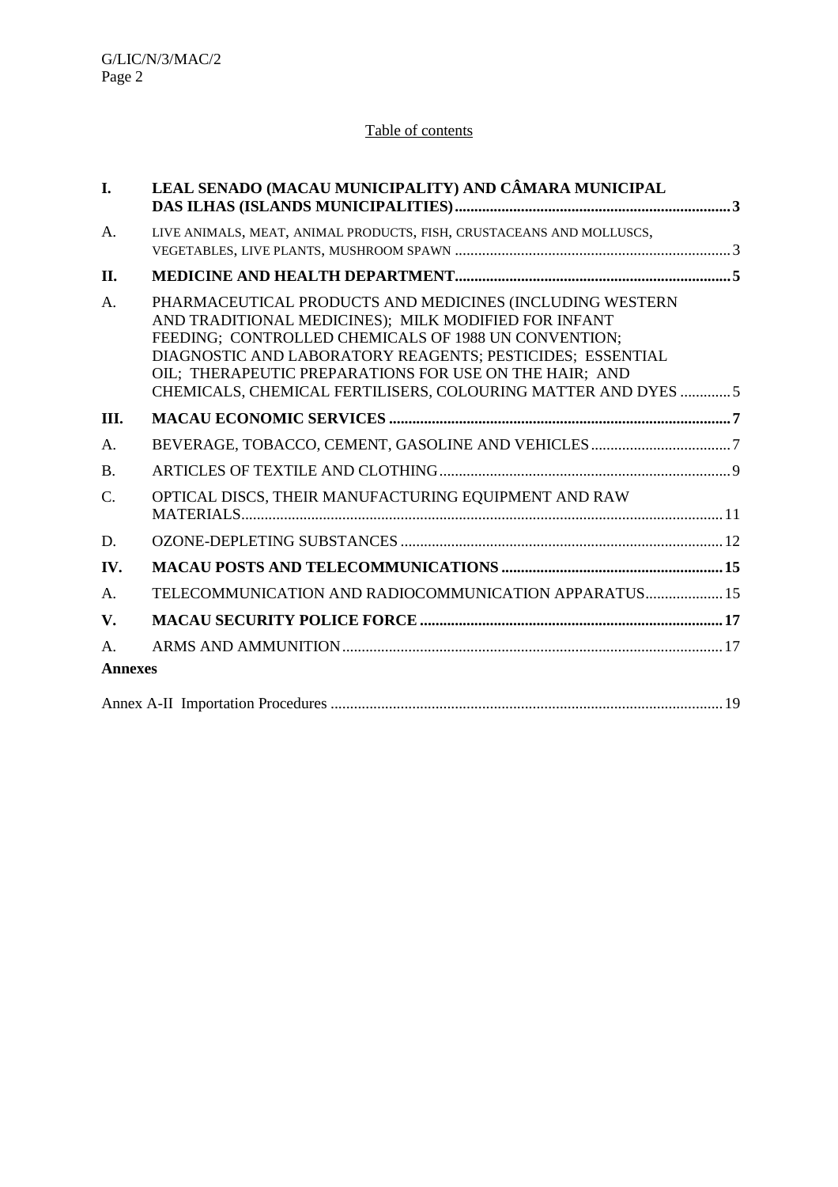Table of contents

| | | |
|---|---|---|
| **I.** | **LEAL SENADO (MACAU MUNICIPALITY) AND CÂMARA MUNICIPAL DAS ILHAS (ISLANDS MUNICIPALITIES)** | **3** |
| A. | LIVE ANIMALS, MEAT, ANIMAL PRODUCTS, FISH, CRUSTACEANS AND MOLLUSCS, VEGETABLES, LIVE PLANTS, MUSHROOM SPAWN | 3 |
| **II.** | **MEDICINE AND HEALTH DEPARTMENT** | **5** |
| A. | PHARMACEUTICAL PRODUCTS AND MEDICINES (INCLUDING WESTERN AND TRADITIONAL MEDICINES); MILK MODIFIED FOR INFANT FEEDING; CONTROLLED CHEMICALS OF 1988 UN CONVENTION; DIAGNOSTIC AND LABORATORY REAGENTS; PESTICIDES; ESSENTIAL OIL; THERAPEUTIC PREPARATIONS FOR USE ON THE HAIR; AND CHEMICALS, CHEMICAL FERTILISERS, COLOURING MATTER AND DYES | 5 |
| **III.** | **MACAU ECONOMIC SERVICES** | **7** |
| A. | BEVERAGE, TOBACCO, CEMENT, GASOLINE AND VEHICLES | 7 |
| B. | ARTICLES OF TEXTILE AND CLOTHING | 9 |
| C. | OPTICAL DISCS, THEIR MANUFACTURING EQUIPMENT AND RAW MATERIALS | 11 |
| D. | OZONE-DEPLETING SUBSTANCES | 12 |
| **IV.** | **MACAU POSTS AND TELECOMMUNICATIONS** | **15** |
| A. | TELECOMMUNICATION AND RADIOCOMMUNICATION APPARATUS | 15 |
| **V.** | **MACAU SECURITY POLICE FORCE** | **17** |
| A. | ARMS AND AMMUNITION | 17 |

**Annexes**

| | |
|---|---|
| Annex A-II Importation Procedures | 19 |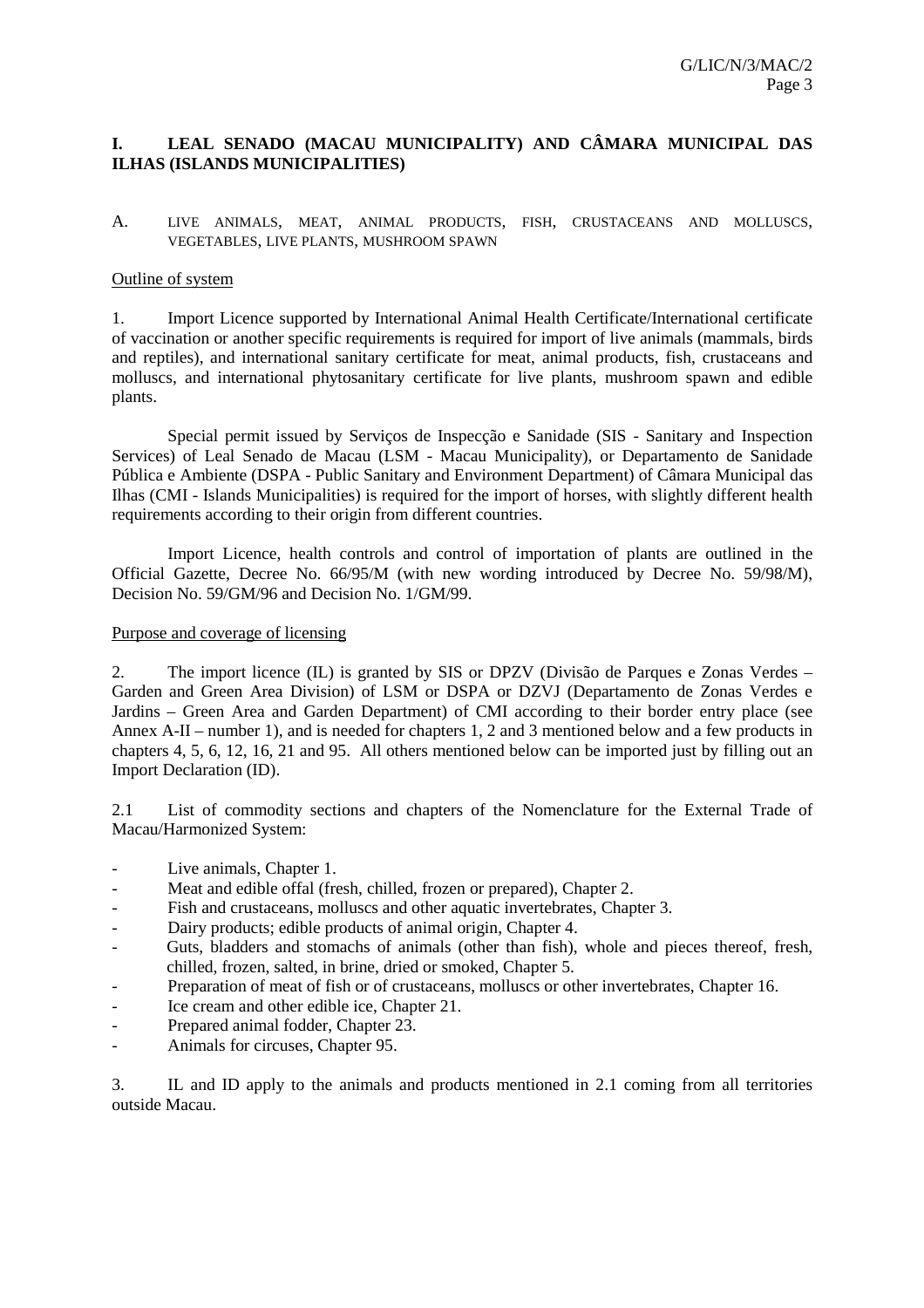## I. LEAL SENADO (MACAU MUNICIPALITY) AND CÂMARA MUNICIPAL DAS ILHAS (ISLANDS MUNICIPALITIES)

### A. LIVE ANIMALS, MEAT, ANIMAL PRODUCTS, FISH, CRUSTACEANS AND MOLLUSCS, VEGETABLES, LIVE PLANTS, MUSHROOM SPAWN

Outline of system

1. Import Licence supported by International Animal Health Certificate/International certificate of vaccination or another specific requirements is required for import of live animals (mammals, birds and reptiles), and international sanitary certificate for meat, animal products, fish, crustaceans and molluscs, and international phytosanitary certificate for live plants, mushroom spawn and edible plants.

Special permit issued by Serviços de Inspecção e Sanidade (SIS - Sanitary and Inspection Services) of Leal Senado de Macau (LSM - Macau Municipality), or Departamento de Sanidade Pública e Ambiente (DSPA - Public Sanitary and Environment Department) of Câmara Municipal das Ilhas (CMI - Islands Municipalities) is required for the import of horses, with slightly different health requirements according to their origin from different countries.

Import Licence, health controls and control of importation of plants are outlined in the Official Gazette, Decree No. 66/95/M (with new wording introduced by Decree No. 59/98/M), Decision No. 59/GM/96 and Decision No. 1/GM/99.

Purpose and coverage of licensing

2. The import licence (IL) is granted by SIS or DPZV (Divisão de Parques e Zonas Verdes – Garden and Green Area Division) of LSM or DSPA or DZVJ (Departamento de Zonas Verdes e Jardins – Green Area and Garden Department) of CMI according to their border entry place (see Annex A-II – number 1), and is needed for chapters 1, 2 and 3 mentioned below and a few products in chapters 4, 5, 6, 12, 16, 21 and 95. All others mentioned below can be imported just by filling out an Import Declaration (ID).

2.1 List of commodity sections and chapters of the Nomenclature for the External Trade of Macau/Harmonized System:

- Live animals, Chapter 1.
- Meat and edible offal (fresh, chilled, frozen or prepared), Chapter 2.
- Fish and crustaceans, molluscs and other aquatic invertebrates, Chapter 3.
- Dairy products; edible products of animal origin, Chapter 4.
- Guts, bladders and stomachs of animals (other than fish), whole and pieces thereof, fresh, chilled, frozen, salted, in brine, dried or smoked, Chapter 5.
- Preparation of meat of fish or of crustaceans, molluscs or other invertebrates, Chapter 16.
- Ice cream and other edible ice, Chapter 21.
- Prepared animal fodder, Chapter 23.
- Animals for circuses, Chapter 95.

3. IL and ID apply to the animals and products mentioned in 2.1 coming from all territories outside Macau.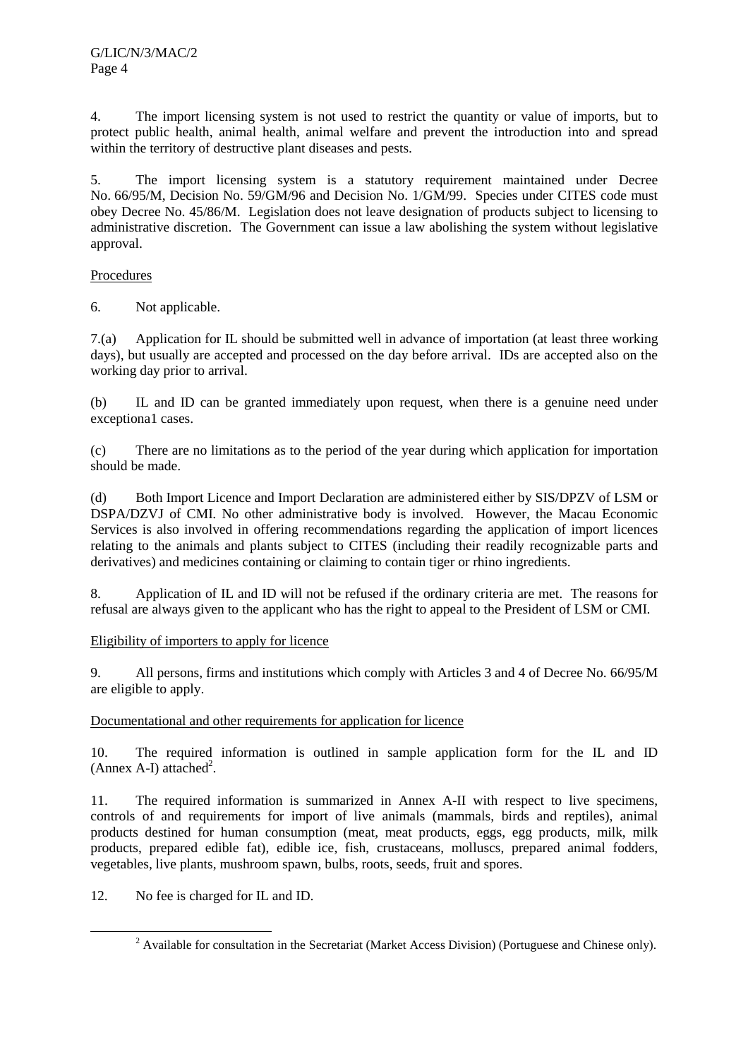4. The import licensing system is not used to restrict the quantity or value of imports, but to protect public health, animal health, animal welfare and prevent the introduction into and spread within the territory of destructive plant diseases and pests.

5. The import licensing system is a statutory requirement maintained under Decree No. 66/95/M, Decision No. 59/GM/96 and Decision No. 1/GM/99. Species under CITES code must obey Decree No. 45/86/M. Legislation does not leave designation of products subject to licensing to administrative discretion. The Government can issue a law abolishing the system without legislative approval.

Procedures

6. Not applicable.

7.(a) Application for IL should be submitted well in advance of importation (at least three working days), but usually are accepted and processed on the day before arrival. IDs are accepted also on the working day prior to arrival.

(b) IL and ID can be granted immediately upon request, when there is a genuine need under exceptiona1 cases.

(c) There are no limitations as to the period of the year during which application for importation should be made.

(d) Both Import Licence and Import Declaration are administered either by SIS/DPZV of LSM or DSPA/DZVJ of CMI. No other administrative body is involved. However, the Macau Economic Services is also involved in offering recommendations regarding the application of import licences relating to the animals and plants subject to CITES (including their readily recognizable parts and derivatives) and medicines containing or claiming to contain tiger or rhino ingredients.

8. Application of IL and ID will not be refused if the ordinary criteria are met. The reasons for refusal are always given to the applicant who has the right to appeal to the President of LSM or CMI.

Eligibility of importers to apply for licence

9. All persons, firms and institutions which comply with Articles 3 and 4 of Decree No. 66/95/M are eligible to apply.

Documentational and other requirements for application for licence

10. The required information is outlined in sample application form for the IL and ID (Annex A-I) attached[2].

11. The required information is summarized in Annex A-II with respect to live specimens, controls of and requirements for import of live animals (mammals, birds and reptiles), animal products destined for human consumption (meat, meat products, eggs, egg products, milk, milk products, prepared edible fat), edible ice, fish, crustaceans, molluscs, prepared animal fodders, vegetables, live plants, mushroom spawn, bulbs, roots, seeds, fruit and spores.

12. No fee is charged for IL and ID.

[2] Available for consultation in the Secretariat (Market Access Division) (Portuguese and Chinese only).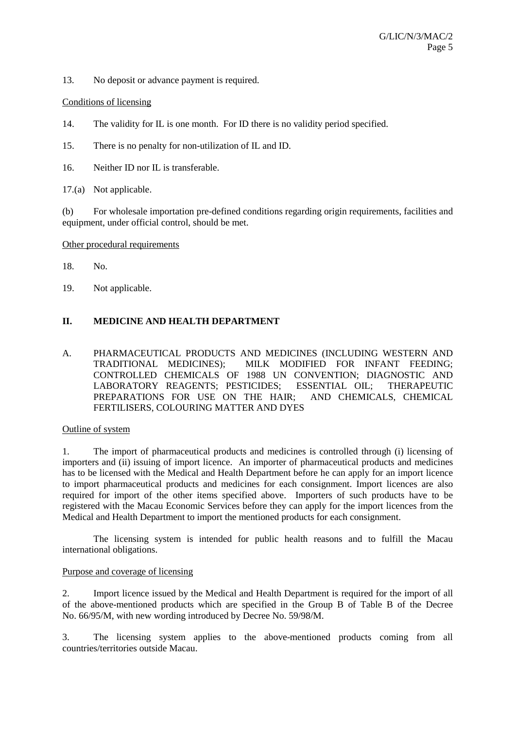13. No deposit or advance payment is required.

Conditions of licensing

14. The validity for IL is one month. For ID there is no validity period specified.

15. There is no penalty for non-utilization of IL and ID.

16. Neither ID nor IL is transferable.

17.(a) Not applicable.

(b) For wholesale importation pre-defined conditions regarding origin requirements, facilities and equipment, under official control, should be met.

Other procedural requirements

18. No.

19. Not applicable.

## II. MEDICINE AND HEALTH DEPARTMENT

### A. PHARMACEUTICAL PRODUCTS AND MEDICINES (INCLUDING WESTERN AND TRADITIONAL MEDICINES); MILK MODIFIED FOR INFANT FEEDING; CONTROLLED CHEMICALS OF 1988 UN CONVENTION; DIAGNOSTIC AND LABORATORY REAGENTS; PESTICIDES; ESSENTIAL OIL; THERAPEUTIC PREPARATIONS FOR USE ON THE HAIR; AND CHEMICALS, CHEMICAL FERTILISERS, COLOURING MATTER AND DYES

Outline of system

1. The import of pharmaceutical products and medicines is controlled through (i) licensing of importers and (ii) issuing of import licence. An importer of pharmaceutical products and medicines has to be licensed with the Medical and Health Department before he can apply for an import licence to import pharmaceutical products and medicines for each consignment. Import licences are also required for import of the other items specified above. Importers of such products have to be registered with the Macau Economic Services before they can apply for the import licences from the Medical and Health Department to import the mentioned products for each consignment.

The licensing system is intended for public health reasons and to fulfill the Macau international obligations.

Purpose and coverage of licensing

2. Import licence issued by the Medical and Health Department is required for the import of all of the above-mentioned products which are specified in the Group B of Table B of the Decree No. 66/95/M, with new wording introduced by Decree No. 59/98/M.

3. The licensing system applies to the above-mentioned products coming from all countries/territories outside Macau.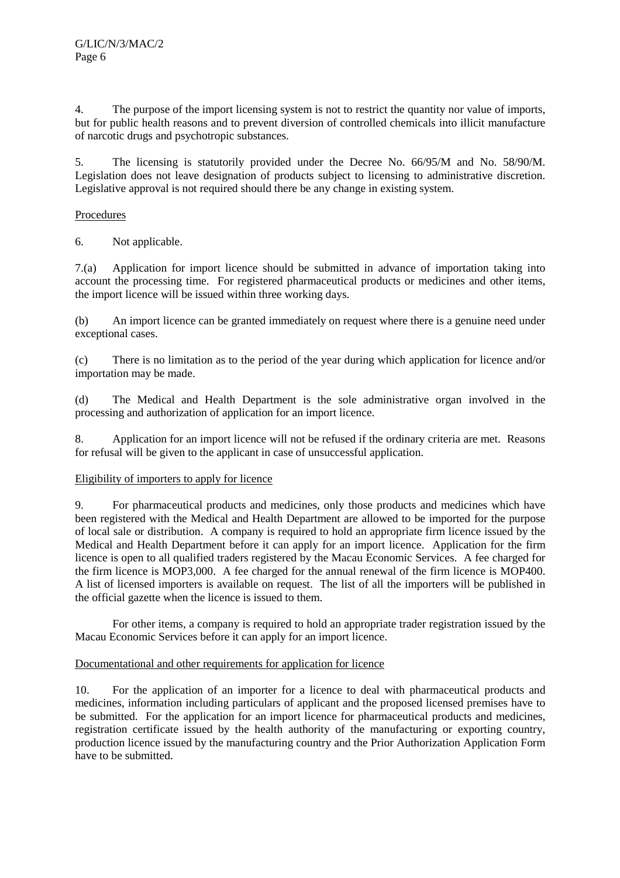4. The purpose of the import licensing system is not to restrict the quantity nor value of imports, but for public health reasons and to prevent diversion of controlled chemicals into illicit manufacture of narcotic drugs and psychotropic substances.

5. The licensing is statutorily provided under the Decree No. 66/95/M and No. 58/90/M. Legislation does not leave designation of products subject to licensing to administrative discretion. Legislative approval is not required should there be any change in existing system.

Procedures

6. Not applicable.

7.(a) Application for import licence should be submitted in advance of importation taking into account the processing time. For registered pharmaceutical products or medicines and other items, the import licence will be issued within three working days.

(b) An import licence can be granted immediately on request where there is a genuine need under exceptional cases.

(c) There is no limitation as to the period of the year during which application for licence and/or importation may be made.

(d) The Medical and Health Department is the sole administrative organ involved in the processing and authorization of application for an import licence.

8. Application for an import licence will not be refused if the ordinary criteria are met. Reasons for refusal will be given to the applicant in case of unsuccessful application.

Eligibility of importers to apply for licence

9. For pharmaceutical products and medicines, only those products and medicines which have been registered with the Medical and Health Department are allowed to be imported for the purpose of local sale or distribution. A company is required to hold an appropriate firm licence issued by the Medical and Health Department before it can apply for an import licence. Application for the firm licence is open to all qualified traders registered by the Macau Economic Services. A fee charged for the firm licence is MOP3,000. A fee charged for the annual renewal of the firm licence is MOP400. A list of licensed importers is available on request. The list of all the importers will be published in the official gazette when the licence is issued to them.

For other items, a company is required to hold an appropriate trader registration issued by the Macau Economic Services before it can apply for an import licence.

Documentational and other requirements for application for licence

10. For the application of an importer for a licence to deal with pharmaceutical products and medicines, information including particulars of applicant and the proposed licensed premises have to be submitted. For the application for an import licence for pharmaceutical products and medicines, registration certificate issued by the health authority of the manufacturing or exporting country, production licence issued by the manufacturing country and the Prior Authorization Application Form have to be submitted.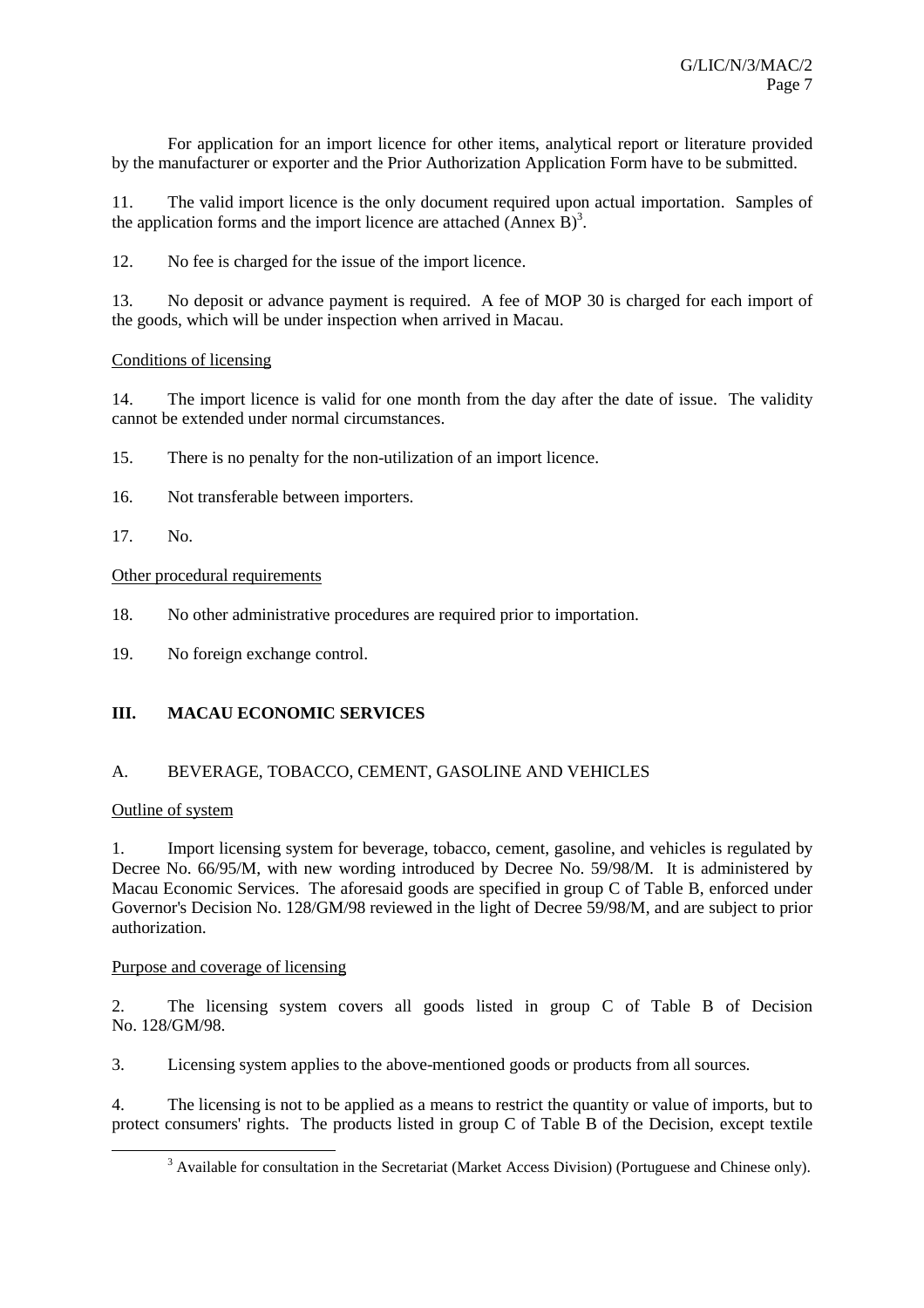For application for an import licence for other items, analytical report or literature provided by the manufacturer or exporter and the Prior Authorization Application Form have to be submitted.

11. The valid import licence is the only document required upon actual importation. Samples of the application forms and the import licence are attached (Annex B)[3].

12. No fee is charged for the issue of the import licence.

13. No deposit or advance payment is required. A fee of MOP 30 is charged for each import of the goods, which will be under inspection when arrived in Macau.

Conditions of licensing

14. The import licence is valid for one month from the day after the date of issue. The validity cannot be extended under normal circumstances.

15. There is no penalty for the non-utilization of an import licence.

16. Not transferable between importers.

17. No.

Other procedural requirements

18. No other administrative procedures are required prior to importation.

19. No foreign exchange control.

## III. MACAU ECONOMIC SERVICES

### A. BEVERAGE, TOBACCO, CEMENT, GASOLINE AND VEHICLES

Outline of system

1. Import licensing system for beverage, tobacco, cement, gasoline, and vehicles is regulated by Decree No. 66/95/M, with new wording introduced by Decree No. 59/98/M. It is administered by Macau Economic Services. The aforesaid goods are specified in group C of Table B, enforced under Governor's Decision No. 128/GM/98 reviewed in the light of Decree 59/98/M, and are subject to prior authorization.

Purpose and coverage of licensing

2. The licensing system covers all goods listed in group C of Table B of Decision No. 128/GM/98.

3. Licensing system applies to the above-mentioned goods or products from all sources.

4. The licensing is not to be applied as a means to restrict the quantity or value of imports, but to protect consumers' rights. The products listed in group C of Table B of the Decision, except textile

[3] Available for consultation in the Secretariat (Market Access Division) (Portuguese and Chinese only).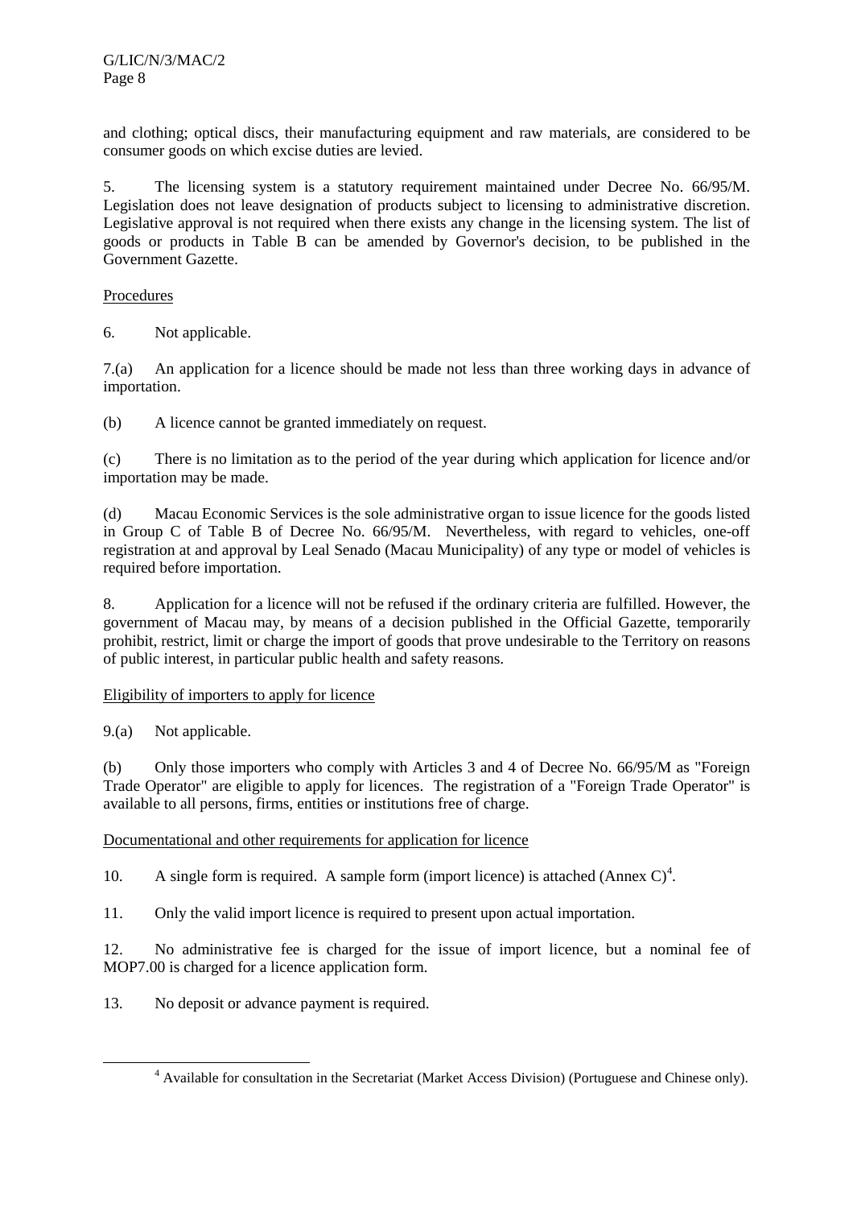and clothing; optical discs, their manufacturing equipment and raw materials, are considered to be consumer goods on which excise duties are levied.

5. The licensing system is a statutory requirement maintained under Decree No. 66/95/M. Legislation does not leave designation of products subject to licensing to administrative discretion. Legislative approval is not required when there exists any change in the licensing system. The list of goods or products in Table B can be amended by Governor's decision, to be published in the Government Gazette.

Procedures

6. Not applicable.

7.(a) An application for a licence should be made not less than three working days in advance of importation.

(b) A licence cannot be granted immediately on request.

(c) There is no limitation as to the period of the year during which application for licence and/or importation may be made.

(d) Macau Economic Services is the sole administrative organ to issue licence for the goods listed in Group C of Table B of Decree No. 66/95/M. Nevertheless, with regard to vehicles, one-off registration at and approval by Leal Senado (Macau Municipality) of any type or model of vehicles is required before importation.

8. Application for a licence will not be refused if the ordinary criteria are fulfilled. However, the government of Macau may, by means of a decision published in the Official Gazette, temporarily prohibit, restrict, limit or charge the import of goods that prove undesirable to the Territory on reasons of public interest, in particular public health and safety reasons.

Eligibility of importers to apply for licence

9.(a) Not applicable.

(b) Only those importers who comply with Articles 3 and 4 of Decree No. 66/95/M as "Foreign Trade Operator" are eligible to apply for licences. The registration of a "Foreign Trade Operator" is available to all persons, firms, entities or institutions free of charge.

Documentational and other requirements for application for licence

10. A single form is required. A sample form (import licence) is attached (Annex C)[4].

11. Only the valid import licence is required to present upon actual importation.

12. No administrative fee is charged for the issue of import licence, but a nominal fee of MOP7.00 is charged for a licence application form.

13. No deposit or advance payment is required.

[4] Available for consultation in the Secretariat (Market Access Division) (Portuguese and Chinese only).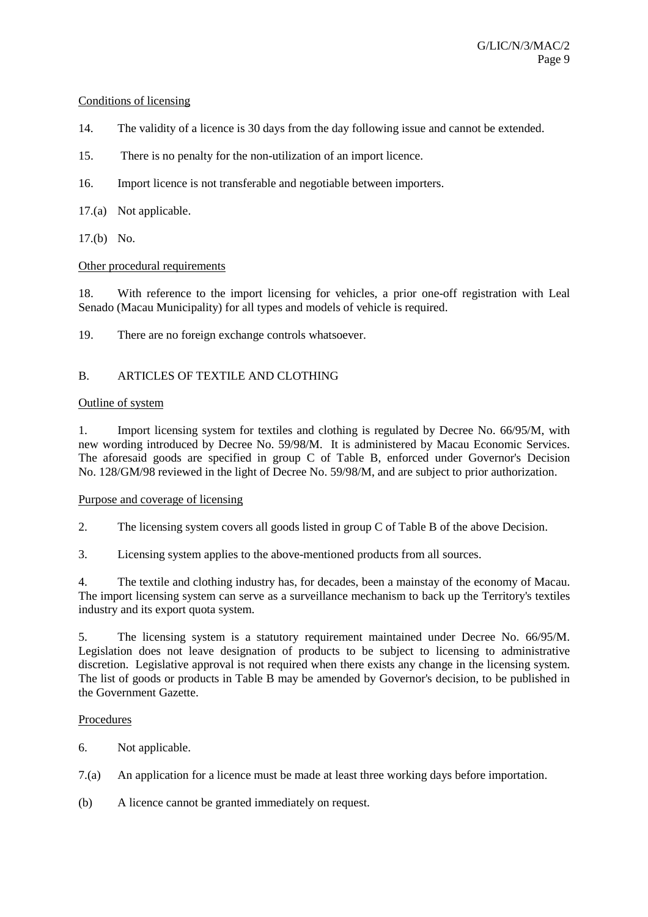Conditions of licensing

14. The validity of a licence is 30 days from the day following issue and cannot be extended.

15. There is no penalty for the non-utilization of an import licence.

16. Import licence is not transferable and negotiable between importers.

17.(a) Not applicable.

17.(b) No.

Other procedural requirements

18. With reference to the import licensing for vehicles, a prior one-off registration with Leal Senado (Macau Municipality) for all types and models of vehicle is required.

19. There are no foreign exchange controls whatsoever.

## B. ARTICLES OF TEXTILE AND CLOTHING

Outline of system

1. Import licensing system for textiles and clothing is regulated by Decree No. 66/95/M, with new wording introduced by Decree No. 59/98/M. It is administered by Macau Economic Services. The aforesaid goods are specified in group C of Table B, enforced under Governor's Decision No. 128/GM/98 reviewed in the light of Decree No. 59/98/M, and are subject to prior authorization.

Purpose and coverage of licensing

2. The licensing system covers all goods listed in group C of Table B of the above Decision.

3. Licensing system applies to the above-mentioned products from all sources.

4. The textile and clothing industry has, for decades, been a mainstay of the economy of Macau. The import licensing system can serve as a surveillance mechanism to back up the Territory's textiles industry and its export quota system.

5. The licensing system is a statutory requirement maintained under Decree No. 66/95/M. Legislation does not leave designation of products to be subject to licensing to administrative discretion. Legislative approval is not required when there exists any change in the licensing system. The list of goods or products in Table B may be amended by Governor's decision, to be published in the Government Gazette.

Procedures

6. Not applicable.

7.(a) An application for a licence must be made at least three working days before importation.

(b) A licence cannot be granted immediately on request.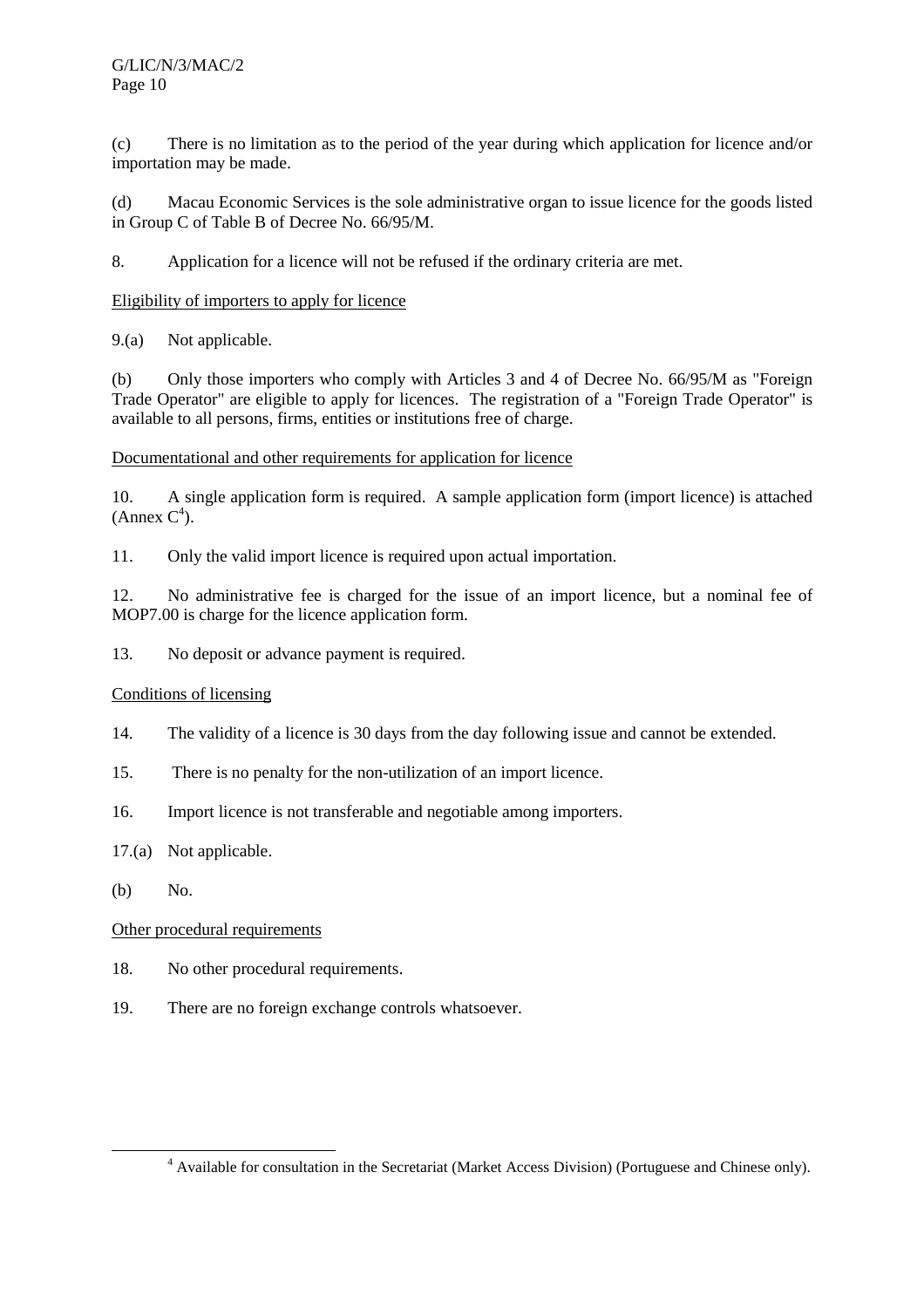(c) There is no limitation as to the period of the year during which application for licence and/or importation may be made.

(d) Macau Economic Services is the sole administrative organ to issue licence for the goods listed in Group C of Table B of Decree No. 66/95/M.

8. Application for a licence will not be refused if the ordinary criteria are met.

Eligibility of importers to apply for licence

9.(a) Not applicable.

(b) Only those importers who comply with Articles 3 and 4 of Decree No. 66/95/M as "Foreign Trade Operator" are eligible to apply for licences. The registration of a "Foreign Trade Operator" is available to all persons, firms, entities or institutions free of charge.

Documentational and other requirements for application for licence

10. A single application form is required. A sample application form (import licence) is attached (Annex C[4]).

11. Only the valid import licence is required upon actual importation.

12. No administrative fee is charged for the issue of an import licence, but a nominal fee of MOP7.00 is charge for the licence application form.

13. No deposit or advance payment is required.

Conditions of licensing

14. The validity of a licence is 30 days from the day following issue and cannot be extended.

15. There is no penalty for the non-utilization of an import licence.

16. Import licence is not transferable and negotiable among importers.

17.(a) Not applicable.

(b) No.

Other procedural requirements

18. No other procedural requirements.

19. There are no foreign exchange controls whatsoever.

[4] Available for consultation in the Secretariat (Market Access Division) (Portuguese and Chinese only).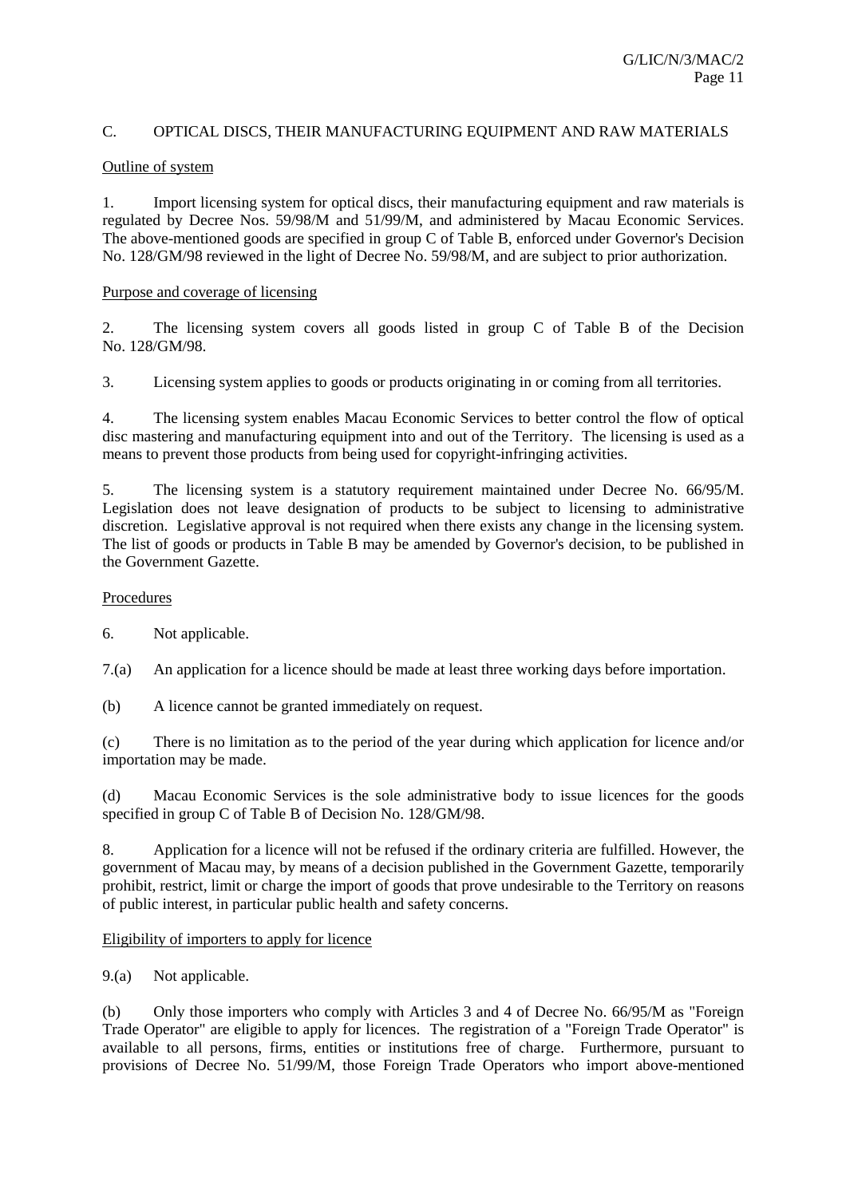## C. OPTICAL DISCS, THEIR MANUFACTURING EQUIPMENT AND RAW MATERIALS

Outline of system

1. Import licensing system for optical discs, their manufacturing equipment and raw materials is regulated by Decree Nos. 59/98/M and 51/99/M, and administered by Macau Economic Services. The above-mentioned goods are specified in group C of Table B, enforced under Governor's Decision No. 128/GM/98 reviewed in the light of Decree No. 59/98/M, and are subject to prior authorization.

Purpose and coverage of licensing

2. The licensing system covers all goods listed in group C of Table B of the Decision No. 128/GM/98.

3. Licensing system applies to goods or products originating in or coming from all territories.

4. The licensing system enables Macau Economic Services to better control the flow of optical disc mastering and manufacturing equipment into and out of the Territory. The licensing is used as a means to prevent those products from being used for copyright-infringing activities.

5. The licensing system is a statutory requirement maintained under Decree No. 66/95/M. Legislation does not leave designation of products to be subject to licensing to administrative discretion. Legislative approval is not required when there exists any change in the licensing system. The list of goods or products in Table B may be amended by Governor's decision, to be published in the Government Gazette.

Procedures

6. Not applicable.

7.(a) An application for a licence should be made at least three working days before importation.

(b) A licence cannot be granted immediately on request.

(c) There is no limitation as to the period of the year during which application for licence and/or importation may be made.

(d) Macau Economic Services is the sole administrative body to issue licences for the goods specified in group C of Table B of Decision No. 128/GM/98.

8. Application for a licence will not be refused if the ordinary criteria are fulfilled. However, the government of Macau may, by means of a decision published in the Government Gazette, temporarily prohibit, restrict, limit or charge the import of goods that prove undesirable to the Territory on reasons of public interest, in particular public health and safety concerns.

Eligibility of importers to apply for licence

9.(a) Not applicable.

(b) Only those importers who comply with Articles 3 and 4 of Decree No. 66/95/M as "Foreign Trade Operator" are eligible to apply for licences. The registration of a "Foreign Trade Operator" is available to all persons, firms, entities or institutions free of charge. Furthermore, pursuant to provisions of Decree No. 51/99/M, those Foreign Trade Operators who import above-mentioned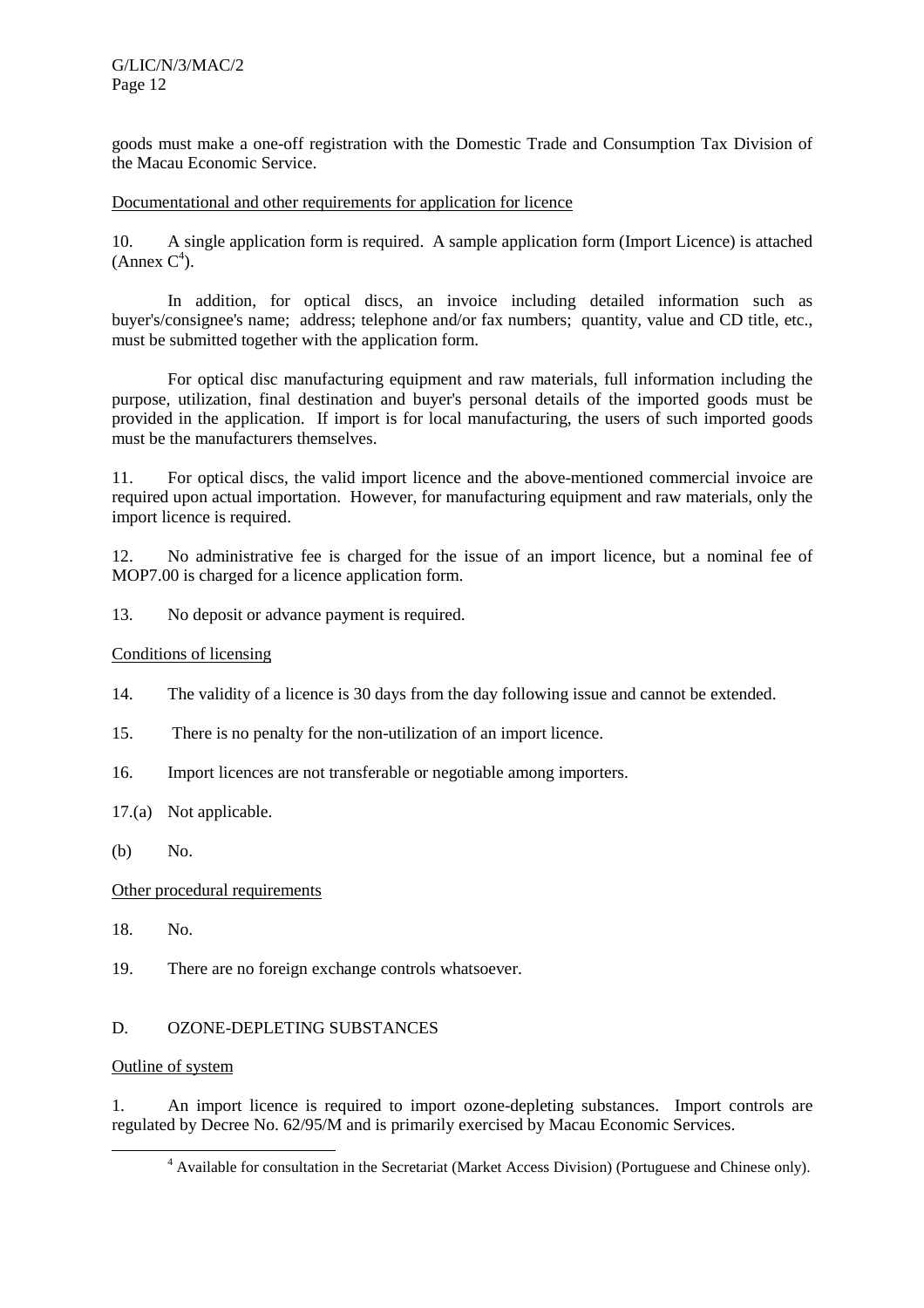goods must make a one-off registration with the Domestic Trade and Consumption Tax Division of the Macau Economic Service.

Documentational and other requirements for application for licence

10. A single application form is required. A sample application form (Import Licence) is attached (Annex C[4]).

In addition, for optical discs, an invoice including detailed information such as buyer's/consignee's name; address; telephone and/or fax numbers; quantity, value and CD title, etc., must be submitted together with the application form.

For optical disc manufacturing equipment and raw materials, full information including the purpose, utilization, final destination and buyer's personal details of the imported goods must be provided in the application. If import is for local manufacturing, the users of such imported goods must be the manufacturers themselves.

11. For optical discs, the valid import licence and the above-mentioned commercial invoice are required upon actual importation. However, for manufacturing equipment and raw materials, only the import licence is required.

12. No administrative fee is charged for the issue of an import licence, but a nominal fee of MOP7.00 is charged for a licence application form.

13. No deposit or advance payment is required.

Conditions of licensing

14. The validity of a licence is 30 days from the day following issue and cannot be extended.

15. There is no penalty for the non-utilization of an import licence.

16. Import licences are not transferable or negotiable among importers.

17.(a) Not applicable.

(b) No.

Other procedural requirements

18. No.

19. There are no foreign exchange controls whatsoever.

## D. OZONE-DEPLETING SUBSTANCES

Outline of system

1. An import licence is required to import ozone-depleting substances. Import controls are regulated by Decree No. 62/95/M and is primarily exercised by Macau Economic Services.

[4] Available for consultation in the Secretariat (Market Access Division) (Portuguese and Chinese only).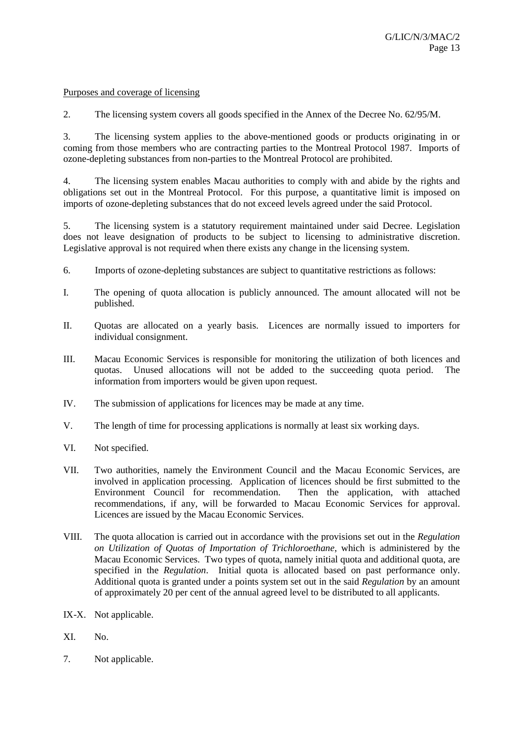Purposes and coverage of licensing

2. The licensing system covers all goods specified in the Annex of the Decree No. 62/95/M.

3. The licensing system applies to the above-mentioned goods or products originating in or coming from those members who are contracting parties to the Montreal Protocol 1987. Imports of ozone-depleting substances from non-parties to the Montreal Protocol are prohibited.

4. The licensing system enables Macau authorities to comply with and abide by the rights and obligations set out in the Montreal Protocol. For this purpose, a quantitative limit is imposed on imports of ozone-depleting substances that do not exceed levels agreed under the said Protocol.

5. The licensing system is a statutory requirement maintained under said Decree. Legislation does not leave designation of products to be subject to licensing to administrative discretion. Legislative approval is not required when there exists any change in the licensing system.

6. Imports of ozone-depleting substances are subject to quantitative restrictions as follows:

I. The opening of quota allocation is publicly announced. The amount allocated will not be published.

II. Quotas are allocated on a yearly basis. Licences are normally issued to importers for individual consignment.

III. Macau Economic Services is responsible for monitoring the utilization of both licences and quotas. Unused allocations will not be added to the succeeding quota period. The information from importers would be given upon request.

IV. The submission of applications for licences may be made at any time.

V. The length of time for processing applications is normally at least six working days.

VI. Not specified.

VII. Two authorities, namely the Environment Council and the Macau Economic Services, are involved in application processing. Application of licences should be first submitted to the Environment Council for recommendation. Then the application, with attached recommendations, if any, will be forwarded to Macau Economic Services for approval. Licences are issued by the Macau Economic Services.

VIII. The quota allocation is carried out in accordance with the provisions set out in the *Regulation on Utilization of Quotas of Importation of Trichloroethane*, which is administered by the Macau Economic Services. Two types of quota, namely initial quota and additional quota, are specified in the *Regulation*. Initial quota is allocated based on past performance only. Additional quota is granted under a points system set out in the said *Regulation* by an amount of approximately 20 per cent of the annual agreed level to be distributed to all applicants.

IX-X. Not applicable.

XI. No.

7. Not applicable.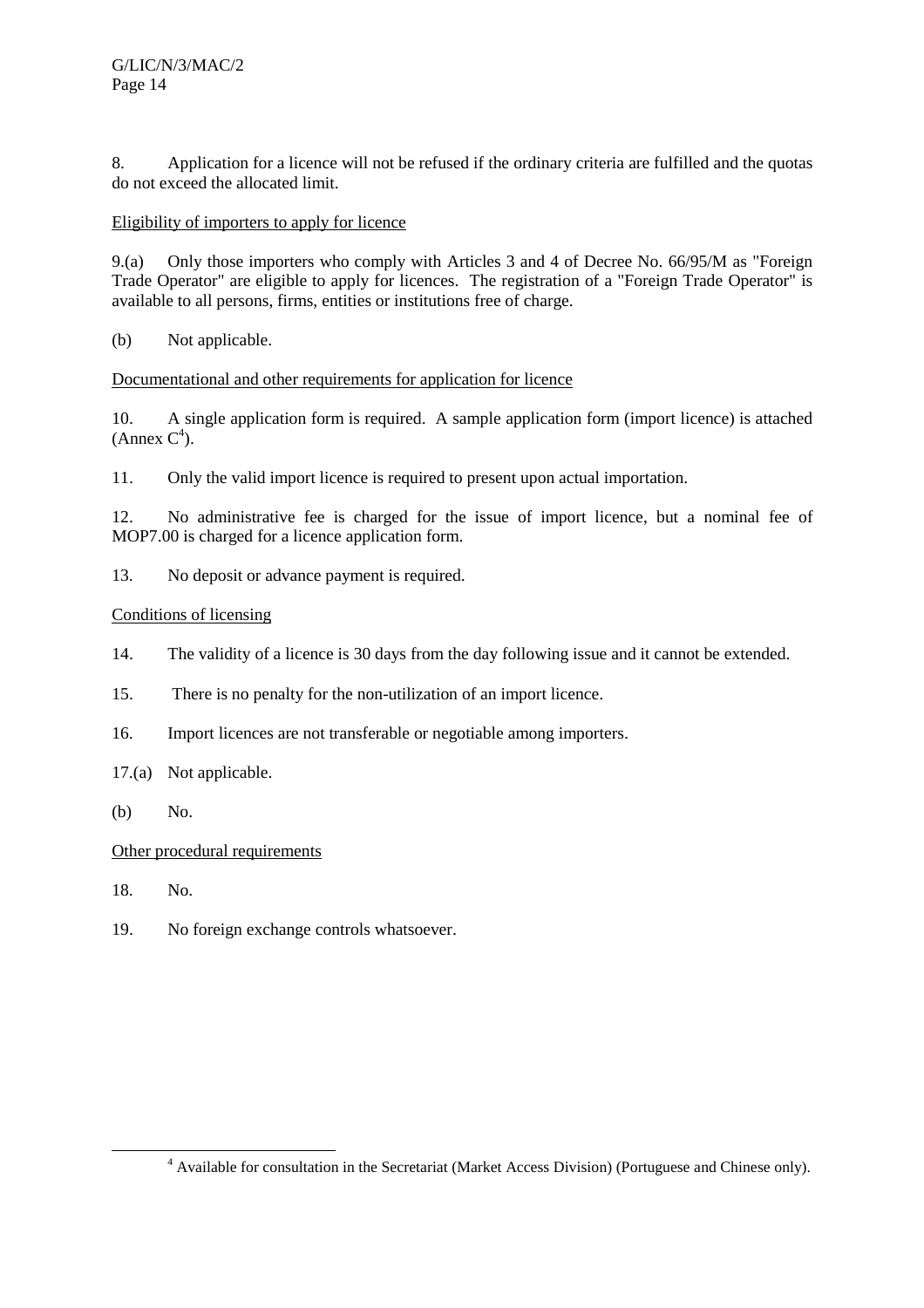8. Application for a licence will not be refused if the ordinary criteria are fulfilled and the quotas do not exceed the allocated limit.

Eligibility of importers to apply for licence

9.(a) Only those importers who comply with Articles 3 and 4 of Decree No. 66/95/M as "Foreign Trade Operator" are eligible to apply for licences. The registration of a "Foreign Trade Operator" is available to all persons, firms, entities or institutions free of charge.

(b) Not applicable.

Documentational and other requirements for application for licence

10. A single application form is required. A sample application form (import licence) is attached (Annex C[4]).

11. Only the valid import licence is required to present upon actual importation.

12. No administrative fee is charged for the issue of import licence, but a nominal fee of MOP7.00 is charged for a licence application form.

13. No deposit or advance payment is required.

Conditions of licensing

14. The validity of a licence is 30 days from the day following issue and it cannot be extended.

15. There is no penalty for the non-utilization of an import licence.

16. Import licences are not transferable or negotiable among importers.

17.(a) Not applicable.

(b) No.

Other procedural requirements

18. No.

19. No foreign exchange controls whatsoever.

---

[4] Available for consultation in the Secretariat (Market Access Division) (Portuguese and Chinese only).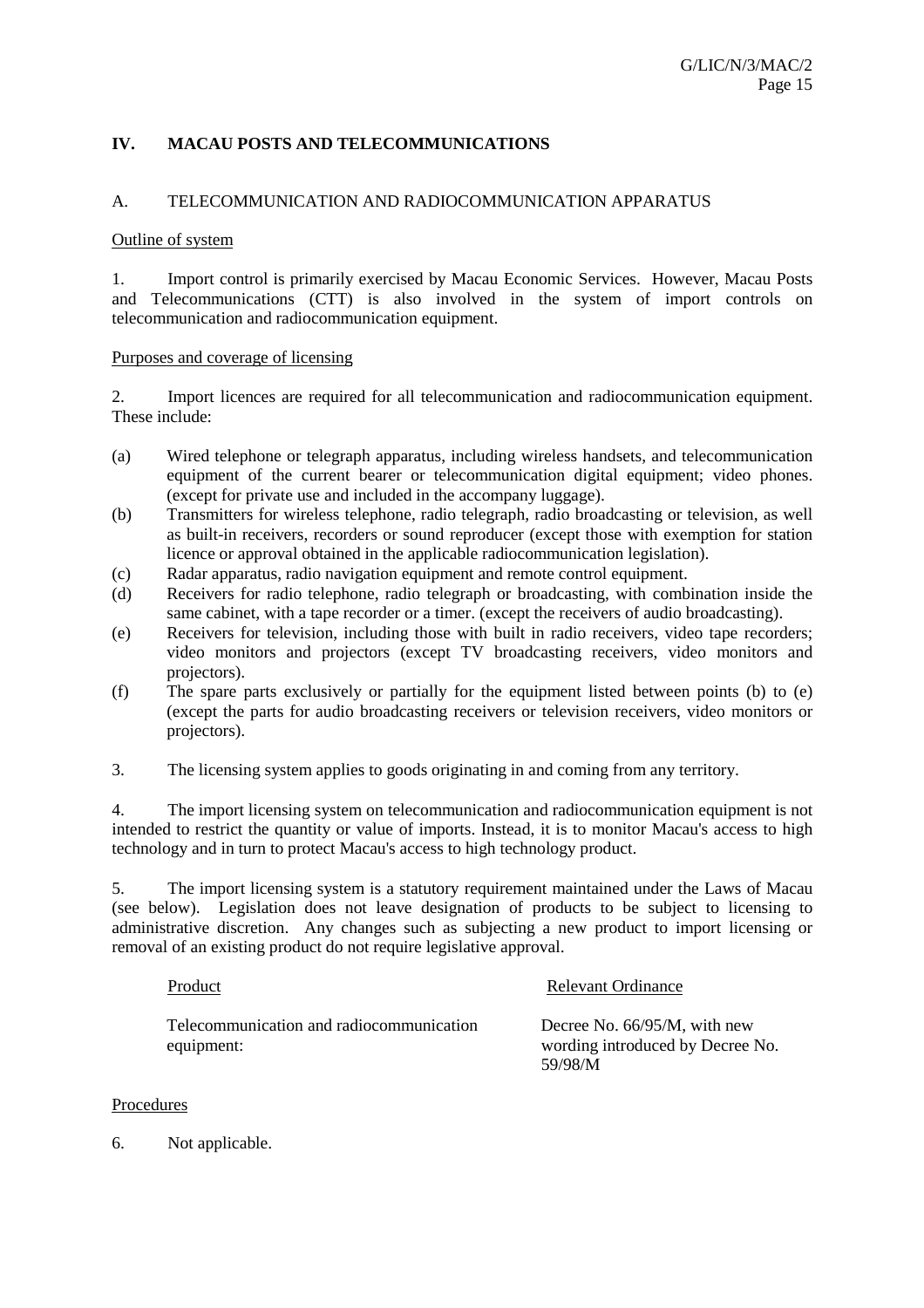## IV. MACAU POSTS AND TELECOMMUNICATIONS

### A. TELECOMMUNICATION AND RADIOCOMMUNICATION APPARATUS

Outline of system

1. Import control is primarily exercised by Macau Economic Services. However, Macau Posts and Telecommunications (CTT) is also involved in the system of import controls on telecommunication and radiocommunication equipment.

Purposes and coverage of licensing

2. Import licences are required for all telecommunication and radiocommunication equipment. These include:

(a) Wired telephone or telegraph apparatus, including wireless handsets, and telecommunication equipment of the current bearer or telecommunication digital equipment; video phones. (except for private use and included in the accompany luggage).

(b) Transmitters for wireless telephone, radio telegraph, radio broadcasting or television, as well as built-in receivers, recorders or sound reproducer (except those with exemption for station licence or approval obtained in the applicable radiocommunication legislation).

(c) Radar apparatus, radio navigation equipment and remote control equipment.

(d) Receivers for radio telephone, radio telegraph or broadcasting, with combination inside the same cabinet, with a tape recorder or a timer. (except the receivers of audio broadcasting).

(e) Receivers for television, including those with built in radio receivers, video tape recorders; video monitors and projectors (except TV broadcasting receivers, video monitors and projectors).

(f) The spare parts exclusively or partially for the equipment listed between points (b) to (e) (except the parts for audio broadcasting receivers or television receivers, video monitors or projectors).

3. The licensing system applies to goods originating in and coming from any territory.

4. The import licensing system on telecommunication and radiocommunication equipment is not intended to restrict the quantity or value of imports. Instead, it is to monitor Macau's access to high technology and in turn to protect Macau's access to high technology product.

5. The import licensing system is a statutory requirement maintained under the Laws of Macau (see below). Legislation does not leave designation of products to be subject to licensing to administrative discretion. Any changes such as subjecting a new product to import licensing or removal of an existing product do not require legislative approval.

| Product | Relevant Ordinance |
|---|---|
| Telecommunication and radiocommunication equipment: | Decree No. 66/95/M, with new wording introduced by Decree No. 59/98/M |

Procedures

6. Not applicable.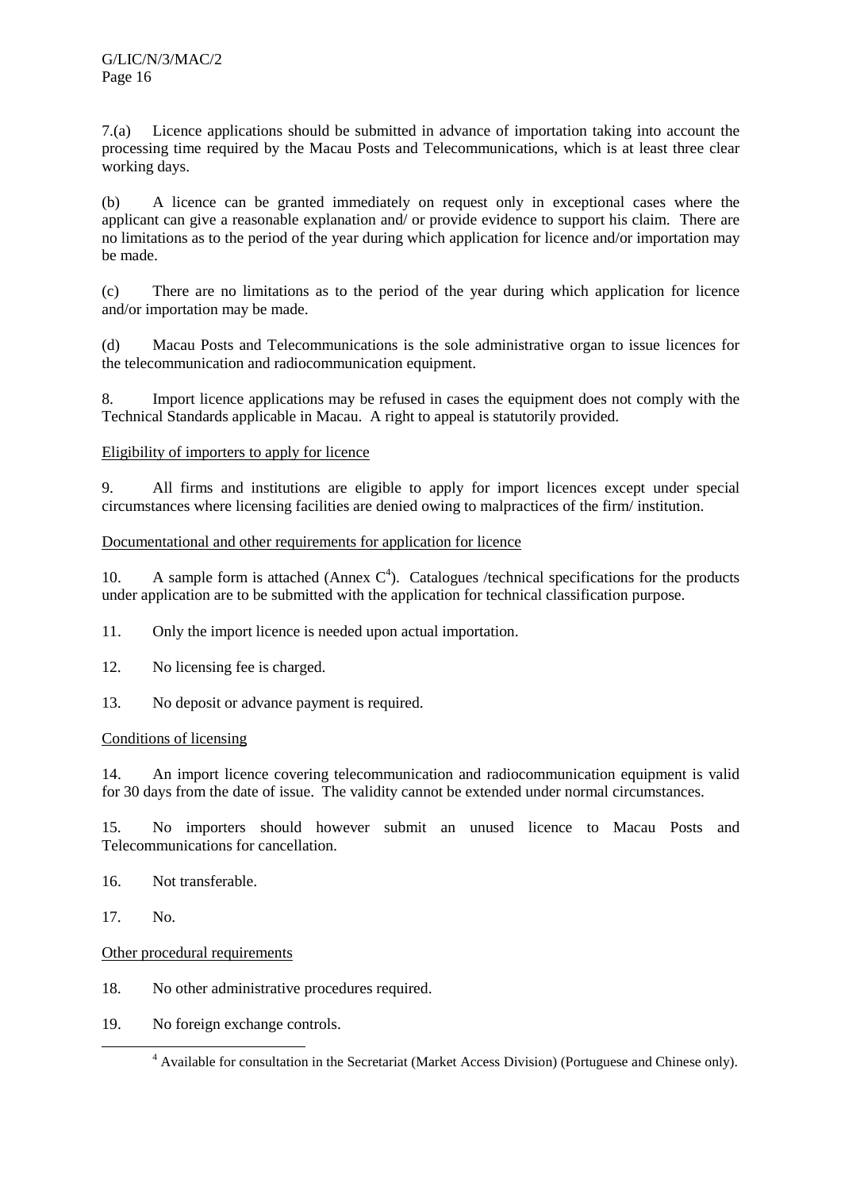7.(a) Licence applications should be submitted in advance of importation taking into account the processing time required by the Macau Posts and Telecommunications, which is at least three clear working days.

(b) A licence can be granted immediately on request only in exceptional cases where the applicant can give a reasonable explanation and/ or provide evidence to support his claim. There are no limitations as to the period of the year during which application for licence and/or importation may be made.

(c) There are no limitations as to the period of the year during which application for licence and/or importation may be made.

(d) Macau Posts and Telecommunications is the sole administrative organ to issue licences for the telecommunication and radiocommunication equipment.

8. Import licence applications may be refused in cases the equipment does not comply with the Technical Standards applicable in Macau. A right to appeal is statutorily provided.

Eligibility of importers to apply for licence

9. All firms and institutions are eligible to apply for import licences except under special circumstances where licensing facilities are denied owing to malpractices of the firm/ institution.

Documentational and other requirements for application for licence

10. A sample form is attached (Annex C[4]). Catalogues /technical specifications for the products under application are to be submitted with the application for technical classification purpose.

11. Only the import licence is needed upon actual importation.

12. No licensing fee is charged.

13. No deposit or advance payment is required.

Conditions of licensing

14. An import licence covering telecommunication and radiocommunication equipment is valid for 30 days from the date of issue. The validity cannot be extended under normal circumstances.

15. No importers should however submit an unused licence to Macau Posts and Telecommunications for cancellation.

16. Not transferable.

17. No.

Other procedural requirements

18. No other administrative procedures required.

19. No foreign exchange controls.

[4] Available for consultation in the Secretariat (Market Access Division) (Portuguese and Chinese only).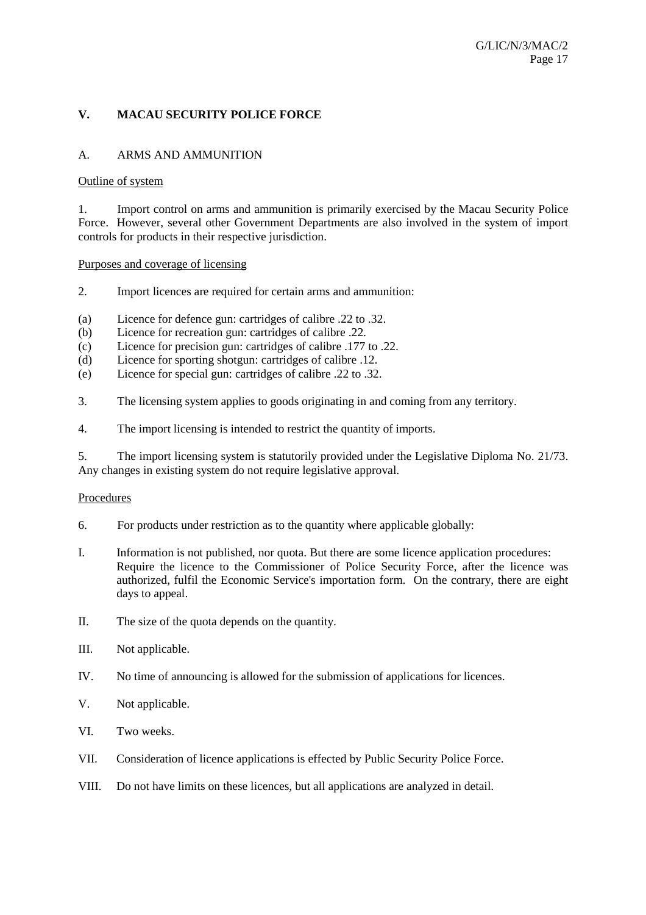## V. MACAU SECURITY POLICE FORCE

### A. ARMS AND AMMUNITION

Outline of system

1. Import control on arms and ammunition is primarily exercised by the Macau Security Police Force. However, several other Government Departments are also involved in the system of import controls for products in their respective jurisdiction.

Purposes and coverage of licensing

2. Import licences are required for certain arms and ammunition:

(a) Licence for defence gun: cartridges of calibre .22 to .32.
(b) Licence for recreation gun: cartridges of calibre .22.
(c) Licence for precision gun: cartridges of calibre .177 to .22.
(d) Licence for sporting shotgun: cartridges of calibre .12.
(e) Licence for special gun: cartridges of calibre .22 to .32.

3. The licensing system applies to goods originating in and coming from any territory.

4. The import licensing is intended to restrict the quantity of imports.

5. The import licensing system is statutorily provided under the Legislative Diploma No. 21/73. Any changes in existing system do not require legislative approval.

Procedures

6. For products under restriction as to the quantity where applicable globally:

I. Information is not published, nor quota. But there are some licence application procedures: Require the licence to the Commissioner of Police Security Force, after the licence was authorized, fulfil the Economic Service's importation form. On the contrary, there are eight days to appeal.

II. The size of the quota depends on the quantity.

III. Not applicable.

IV. No time of announcing is allowed for the submission of applications for licences.

V. Not applicable.

VI. Two weeks.

VII. Consideration of licence applications is effected by Public Security Police Force.

VIII. Do not have limits on these licences, but all applications are analyzed in detail.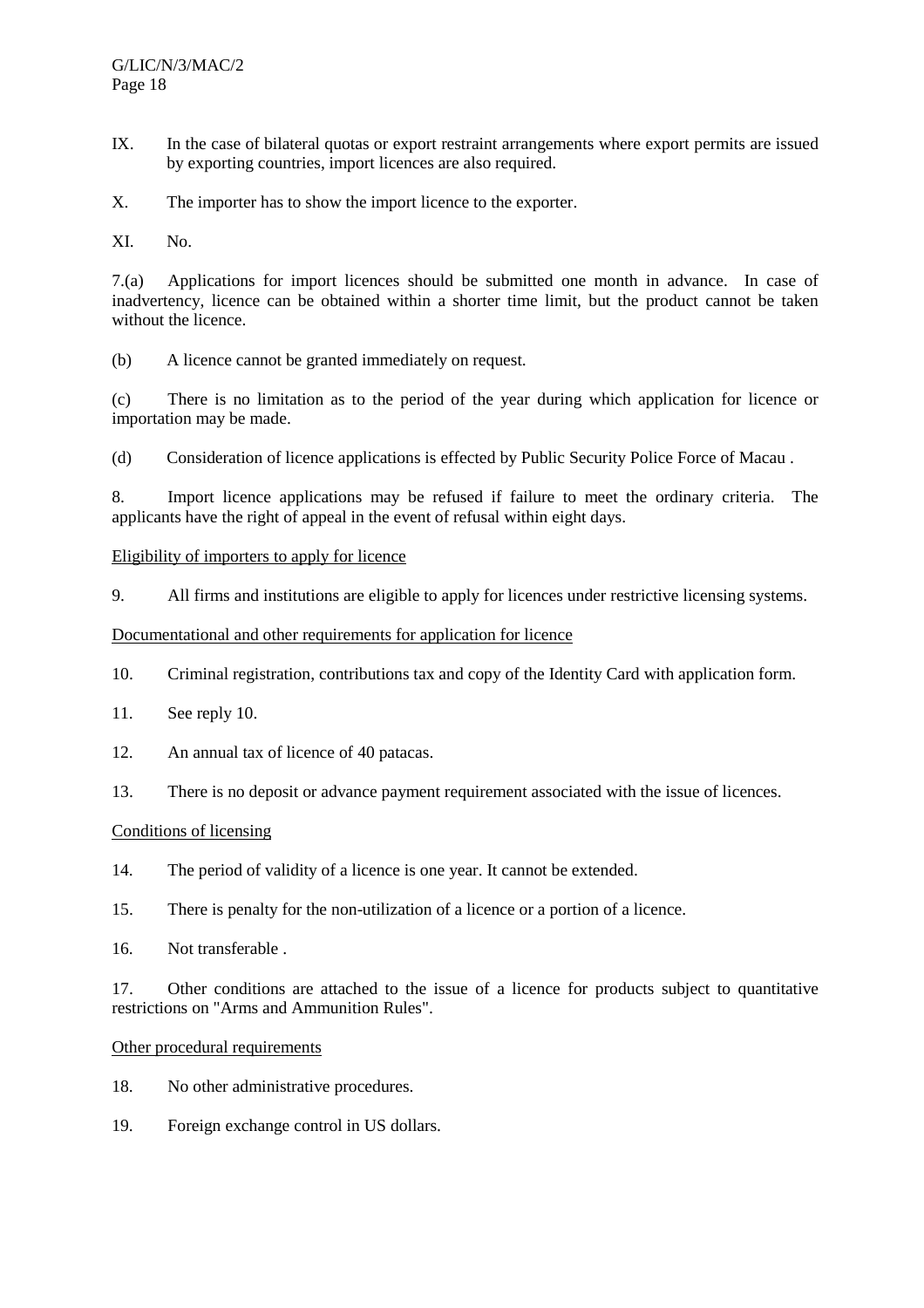IX. In the case of bilateral quotas or export restraint arrangements where export permits are issued by exporting countries, import licences are also required.

X. The importer has to show the import licence to the exporter.

XI. No.

7.(a) Applications for import licences should be submitted one month in advance. In case of inadvertency, licence can be obtained within a shorter time limit, but the product cannot be taken without the licence.

(b) A licence cannot be granted immediately on request.

(c) There is no limitation as to the period of the year during which application for licence or importation may be made.

(d) Consideration of licence applications is effected by Public Security Police Force of Macau .

8. Import licence applications may be refused if failure to meet the ordinary criteria. The applicants have the right of appeal in the event of refusal within eight days.

Eligibility of importers to apply for licence

9. All firms and institutions are eligible to apply for licences under restrictive licensing systems.

Documentational and other requirements for application for licence

10. Criminal registration, contributions tax and copy of the Identity Card with application form.

11. See reply 10.

12. An annual tax of licence of 40 patacas.

13. There is no deposit or advance payment requirement associated with the issue of licences.

Conditions of licensing

14. The period of validity of a licence is one year. It cannot be extended.

15. There is penalty for the non-utilization of a licence or a portion of a licence.

16. Not transferable .

17. Other conditions are attached to the issue of a licence for products subject to quantitative restrictions on "Arms and Ammunition Rules".

Other procedural requirements

18. No other administrative procedures.

19. Foreign exchange control in US dollars.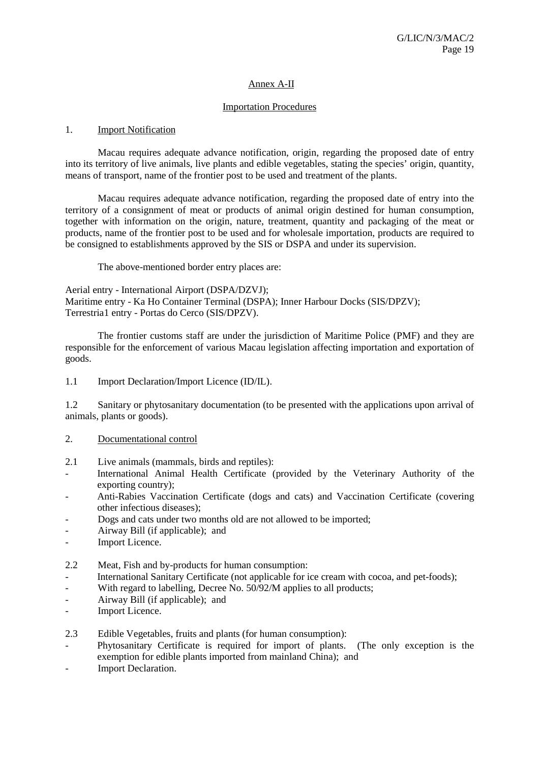## Annex A-II

## Importation Procedures

### 1. Import Notification

Macau requires adequate advance notification, origin, regarding the proposed date of entry into its territory of live animals, live plants and edible vegetables, stating the species' origin, quantity, means of transport, name of the frontier post to be used and treatment of the plants.

Macau requires adequate advance notification, regarding the proposed date of entry into the territory of a consignment of meat or products of animal origin destined for human consumption, together with information on the origin, nature, treatment, quantity and packaging of the meat or products, name of the frontier post to be used and for wholesale importation, products are required to be consigned to establishments approved by the SIS or DSPA and under its supervision.

The above-mentioned border entry places are:

Aerial entry - International Airport (DSPA/DZVJ);
Maritime entry - Ka Ho Container Terminal (DSPA); Inner Harbour Docks (SIS/DPZV);
Terrestria1 entry - Portas do Cerco (SIS/DPZV).

The frontier customs staff are under the jurisdiction of Maritime Police (PMF) and they are responsible for the enforcement of various Macau legislation affecting importation and exportation of goods.

1.1 Import Declaration/Import Licence (ID/IL).

1.2 Sanitary or phytosanitary documentation (to be presented with the applications upon arrival of animals, plants or goods).

### 2. Documentational control

2.1 Live animals (mammals, birds and reptiles):

- International Animal Health Certificate (provided by the Veterinary Authority of the exporting country);
- Anti-Rabies Vaccination Certificate (dogs and cats) and Vaccination Certificate (covering other infectious diseases);
- Dogs and cats under two months old are not allowed to be imported;
- Airway Bill (if applicable); and
- Import Licence.

2.2 Meat, Fish and by-products for human consumption:

- International Sanitary Certificate (not applicable for ice cream with cocoa, and pet-foods);
- With regard to labelling, Decree No. 50/92/M applies to all products;
- Airway Bill (if applicable); and
- Import Licence.

2.3 Edible Vegetables, fruits and plants (for human consumption):

- Phytosanitary Certificate is required for import of plants. (The only exception is the exemption for edible plants imported from mainland China); and
- Import Declaration.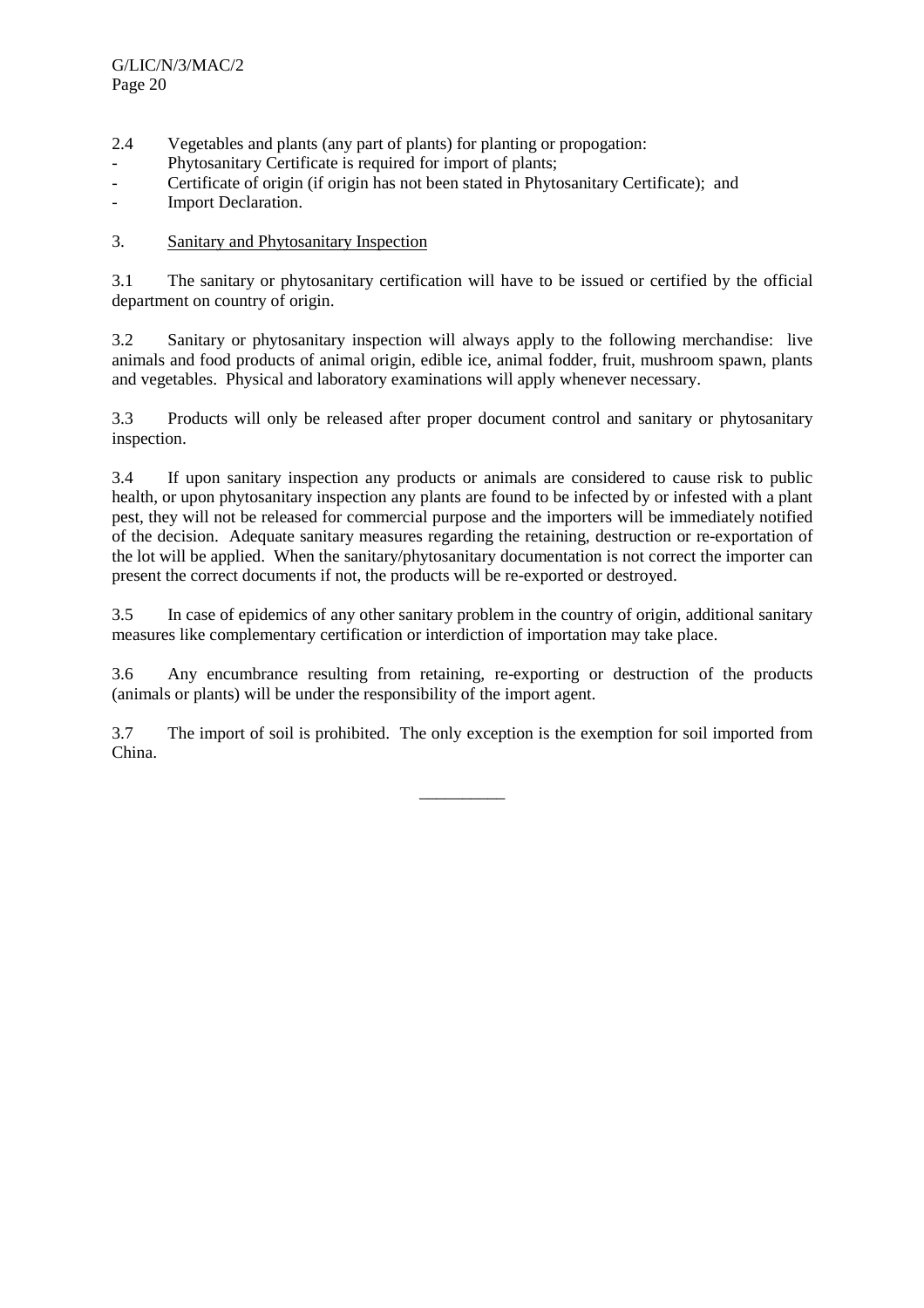2.4 Vegetables and plants (any part of plants) for planting or propogation:

- Phytosanitary Certificate is required for import of plants;
- Certificate of origin (if origin has not been stated in Phytosanitary Certificate); and
- Import Declaration.

3. <u>Sanitary and Phytosanitary Inspection</u>

3.1 The sanitary or phytosanitary certification will have to be issued or certified by the official department on country of origin.

3.2 Sanitary or phytosanitary inspection will always apply to the following merchandise: live animals and food products of animal origin, edible ice, animal fodder, fruit, mushroom spawn, plants and vegetables. Physical and laboratory examinations will apply whenever necessary.

3.3 Products will only be released after proper document control and sanitary or phytosanitary inspection.

3.4 If upon sanitary inspection any products or animals are considered to cause risk to public health, or upon phytosanitary inspection any plants are found to be infected by or infested with a plant pest, they will not be released for commercial purpose and the importers will be immediately notified of the decision. Adequate sanitary measures regarding the retaining, destruction or re-exportation of the lot will be applied. When the sanitary/phytosanitary documentation is not correct the importer can present the correct documents if not, the products will be re-exported or destroyed.

3.5 In case of epidemics of any other sanitary problem in the country of origin, additional sanitary measures like complementary certification or interdiction of importation may take place.

3.6 Any encumbrance resulting from retaining, re-exporting or destruction of the products (animals or plants) will be under the responsibility of the import agent.

3.7 The import of soil is prohibited. The only exception is the exemption for soil imported from China.

__________